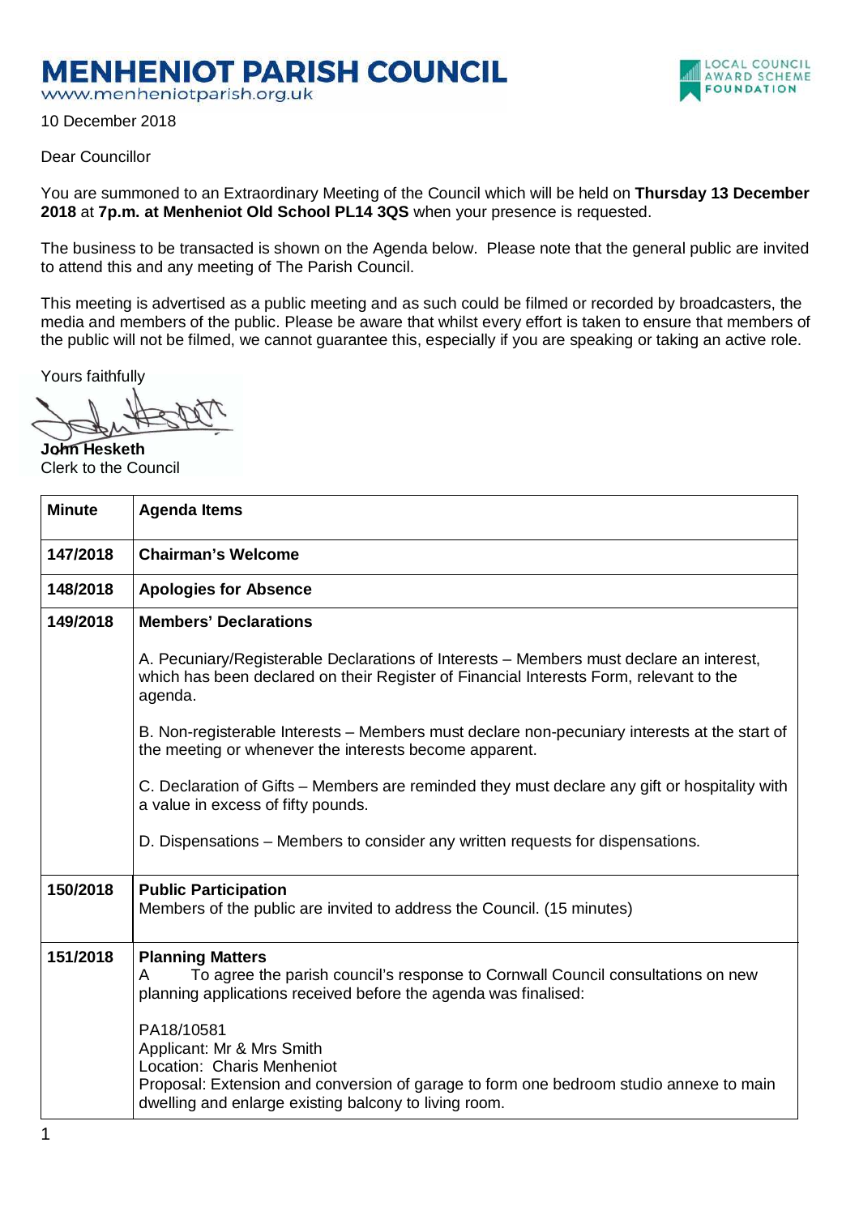# MENHENIOT PARISH COUNCIL

www.menheniotparish.org.uk

LOCAL COUNCIL AWARD SCHEME FOUNDATION

10 December 2018

Dear Councillor

You are summoned to an Extraordinary Meeting of the Council which will be held on **Thursday 13 December 2018** at **7p.m. at Menheniot Old School PL14 3QS** when your presence is requested.

The business to be transacted is shown on the Agenda below. Please note that the general public are invited to attend this and any meeting of The Parish Council.

This meeting is advertised as a public meeting and as such could be filmed or recorded by broadcasters, the media and members of the public. Please be aware that whilst every effort is taken to ensure that members of the public will not be filmed, we cannot guarantee this, especially if you are speaking or taking an active role.

Yours faithfully

**John Hesketh**
Clerk to the Council

| **Minute** | **Agenda Items** |
|---|---|
| **147/2018** | **Chairman's Welcome** |
| **148/2018** | **Apologies for Absence** |
| **149/2018** | **Members' Declarations**<br><br>A. Pecuniary/Registerable Declarations of Interests – Members must declare an interest, which has been declared on their Register of Financial Interests Form, relevant to the agenda.<br><br>B. Non-registerable Interests – Members must declare non-pecuniary interests at the start of the meeting or whenever the interests become apparent.<br><br>C. Declaration of Gifts – Members are reminded they must declare any gift or hospitality with a value in excess of fifty pounds.<br><br>D. Dispensations – Members to consider any written requests for dispensations. |
| **150/2018** | **Public Participation**<br>Members of the public are invited to address the Council. (15 minutes) |
| **151/2018** | **Planning Matters**<br>A To agree the parish council's response to Cornwall Council consultations on new planning applications received before the agenda was finalised:<br><br>PA18/10581<br>Applicant: Mr & Mrs Smith<br>Location: Charis Menheniot<br>Proposal: Extension and conversion of garage to form one bedroom studio annexe to main dwelling and enlarge existing balcony to living room. |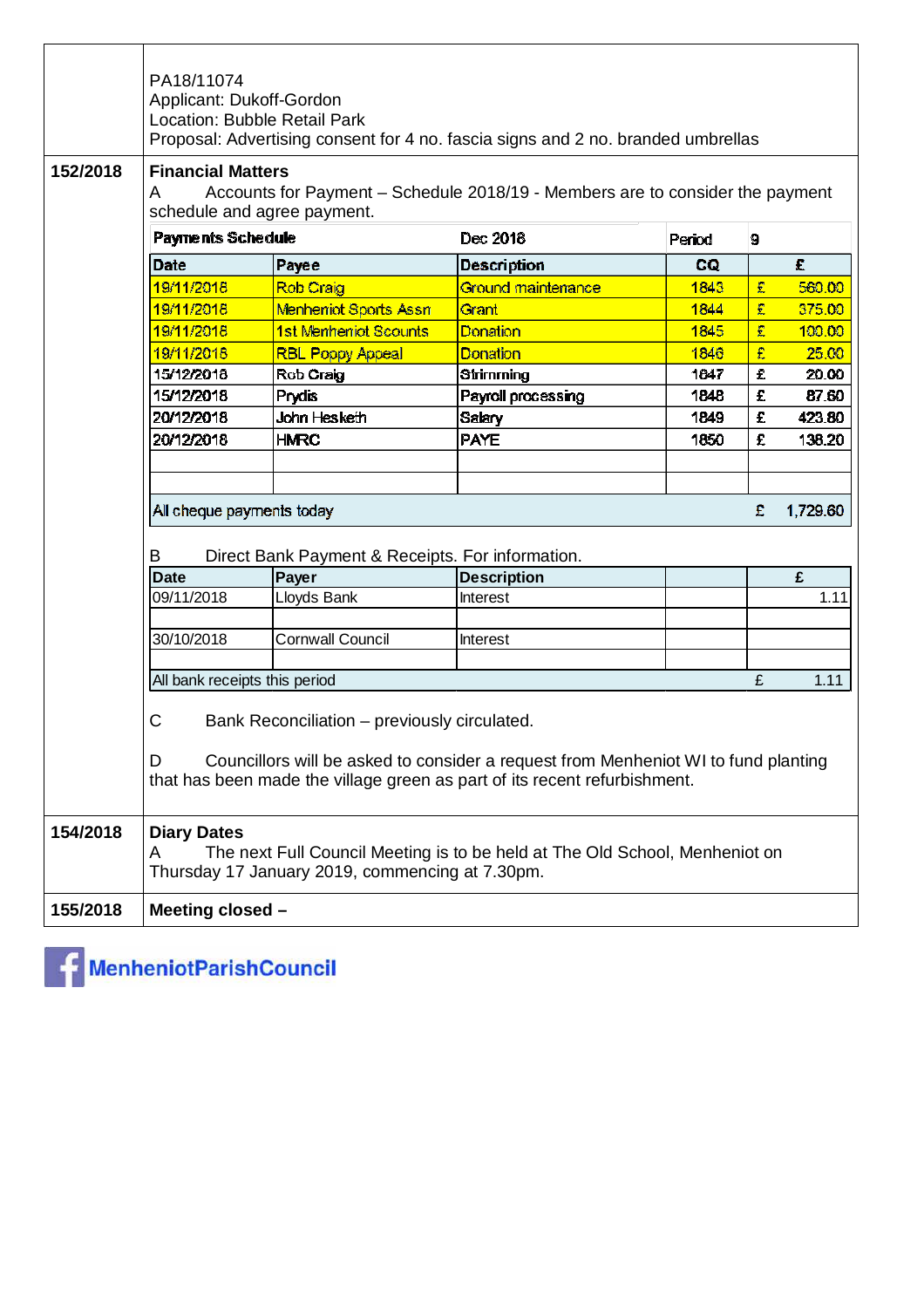| | |
|---|---|
| | PA18/11074<br>Applicant: Dukoff-Gordon<br>Location: Bubble Retail Park<br>Proposal: Advertising consent for 4 no. fascia signs and 2 no. branded umbrellas |
| 152/2018 | **Financial Matters**<br>A Accounts for Payment – Schedule 2018/19 - Members are to consider the payment schedule and agree payment. |

| **Payments Schedule** | | Dec 2018 | Period | 9 | |
|---|---|---|---|---|---|
| **Date** | **Payee** | **Description** | **CQ** | | **£** |
| 19/11/2018 | Rob Craig | Ground maintenance | 1843 | £ | 560.00 |
| 19/11/2018 | Menheniot Sports Assn | Grant | 1844 | £ | 375.00 |
| 19/11/2018 | 1st Menheniot Scounts | Donation | 1845 | £ | 100.00 |
| 19/11/2018 | RBL Poppy Appeal | Donation | 1846 | £ | 25.00 |
| 15/12/2018 | Rob Craig | Strimming | 1847 | £ | 20.00 |
| 15/12/2018 | Prydis | Payroll processing | 1848 | £ | 87.60 |
| 20/12/2018 | John Hesketh | Salary | 1849 | £ | 423.80 |
| 20/12/2018 | HMRC | PAYE | 1850 | £ | 138.20 |
| | | | | | |
| | | | | | |
| All cheque payments today | | | | £ | 1,729.60 |

B Direct Bank Payment & Receipts. For information.

| **Date** | **Payer** | **Description** | | **£** |
|---|---|---|---|---|
| 09/11/2018 | Lloyds Bank | Interest | | 1.11 |
| | | | | |
| 30/10/2018 | Cornwall Council | Interest | | |
| | | | | |
| All bank receipts this period | | | | £ 1.11 |

C Bank Reconciliation – previously circulated.

D Councillors will be asked to consider a request from Menheniot WI to fund planting that has been made the village green as part of its recent refurbishment.

| | |
|---|---|
| 154/2018 | **Diary Dates**<br>A The next Full Council Meeting is to be held at The Old School, Menheniot on Thursday 17 January 2019, commencing at 7.30pm. |
| 155/2018 | **Meeting closed –** |

MenheniotParishCouncil